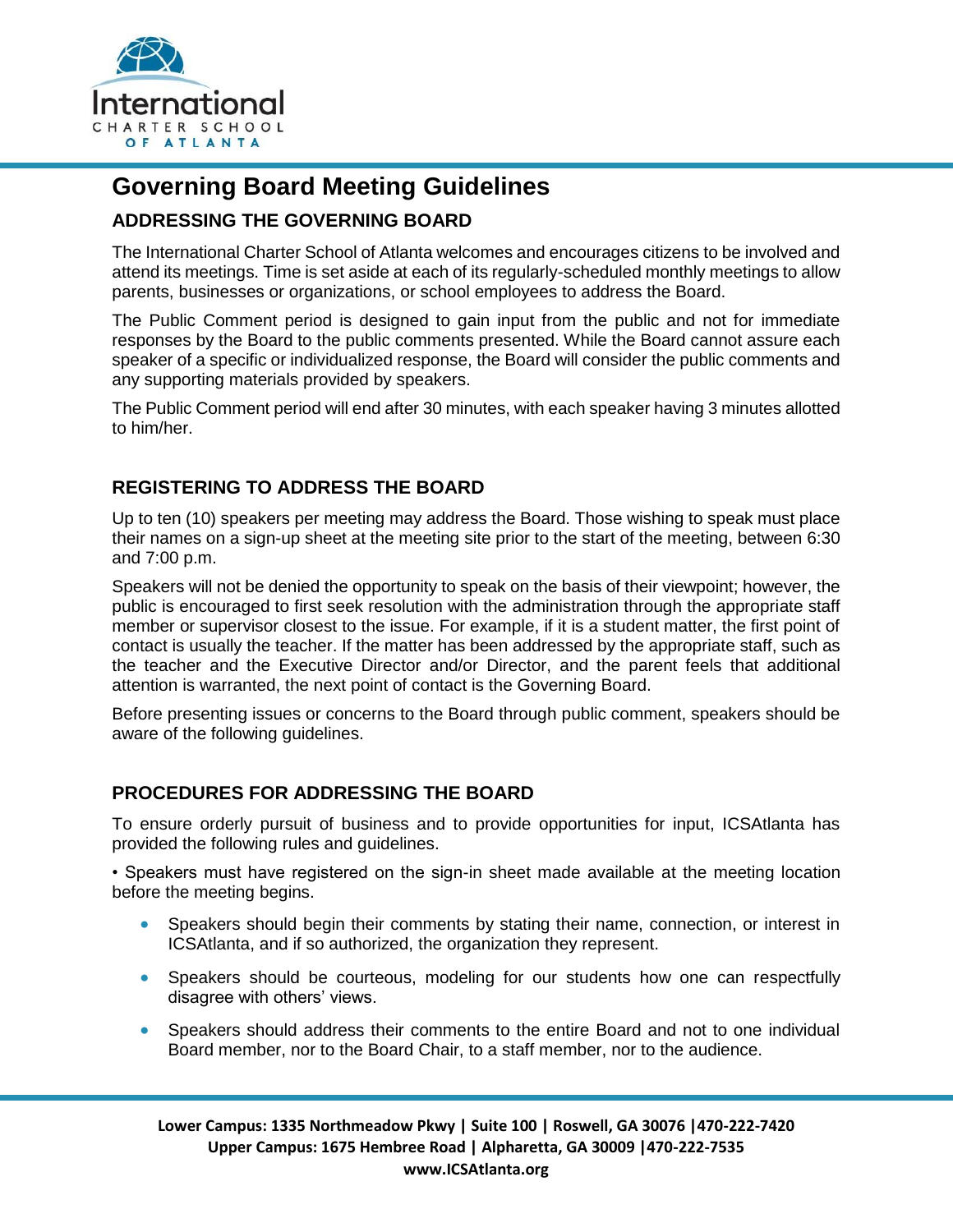# Governing Board Meeting Guidelines

## ADDRESSING THE GOVERNING BOARD

The International Charter School of Atlanta welcomes and encourages citizens to be involved and attend its meetings. Time is set aside at each of its regularly-scheduled monthly meetings to allow parents, businesses or organizations, or school employees to address the Board.

The Public Comment period is designed to gain input from the public and not for immediate responses by the Board to the public comments presented. While the Board cannot assure each speaker of a specific or individualized response, the Board will consider the public comments and any supporting materials provided by speakers.

The Public Comment period will end after 30 minutes, with each speaker having 3 minutes allotted to him/her.

## REGISTERING TO ADDRESS THE BOARD

Up to ten (10) speakers per meeting may address the Board. Those wishing to speak must place their names on a sign-up sheet at the meeting site prior to the start of the meeting, between 6:30 and 7:00 p.m.

Speakers will not be denied the opportunity to speak on the basis of their viewpoint; however, the public is encouraged to first seek resolution with the administration through the appropriate staff member or supervisor closest to the issue. For example, if it is a student matter, the first point of contact is usually the teacher. If the matter has been addressed by the appropriate staff, such as the teacher and the Executive Director and/or Director, and the parent feels that additional attention is warranted, the next point of contact is the Governing Board.

Before presenting issues or concerns to the Board through public comment, speakers should be aware of the following guidelines.

## PROCEDURES FOR ADDRESSING THE BOARD

To ensure orderly pursuit of business and to provide opportunities for input, ICSAtlanta has provided the following rules and guidelines.

• Speakers must have registered on the sign-in sheet made available at the meeting location before the meeting begins.

- Speakers should begin their comments by stating their name, connection, or interest in ICSAtlanta, and if so authorized, the organization they represent.
- Speakers should be courteous, modeling for our students how one can respectfully disagree with others' views.
- Speakers should address their comments to the entire Board and not to one individual Board member, nor to the Board Chair, to a staff member, nor to the audience.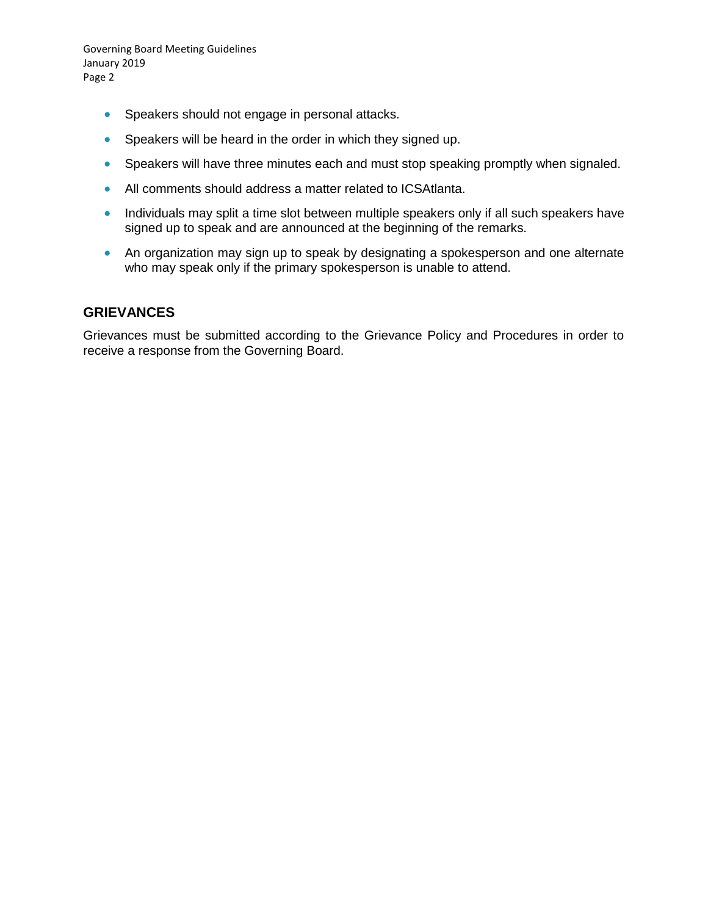- Speakers should not engage in personal attacks.
- Speakers will be heard in the order in which they signed up.
- Speakers will have three minutes each and must stop speaking promptly when signaled.
- All comments should address a matter related to ICSAtlanta.
- Individuals may split a time slot between multiple speakers only if all such speakers have signed up to speak and are announced at the beginning of the remarks.
- An organization may sign up to speak by designating a spokesperson and one alternate who may speak only if the primary spokesperson is unable to attend.

## GRIEVANCES

Grievances must be submitted according to the Grievance Policy and Procedures in order to receive a response from the Governing Board.